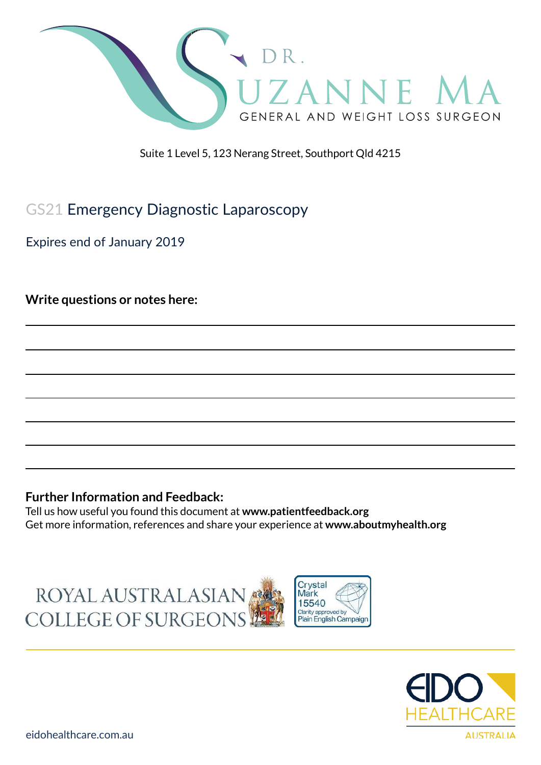DR. SUZANNE MA

GENERAL AND WEIGHT LOSS SURGEON

Suite 1 Level 5, 123 Nerang Street, Southport Qld 4215

# GS21 Emergency Diagnostic Laparoscopy

Expires end of January 2019

**Write questions or notes here:**

**Further Information and Feedback:**

Tell us how useful you found this document at **www.patientfeedback.org**

Get more information, references and share your experience at **www.aboutmyhealth.org**

ROYAL AUSTRALASIAN COLLEGE OF SURGEONS

Crystal Mark 15540 Clarity approved by Plain English Campaign

EIDO HEALTHCARE AUSTRALIA

eidohealthcare.com.au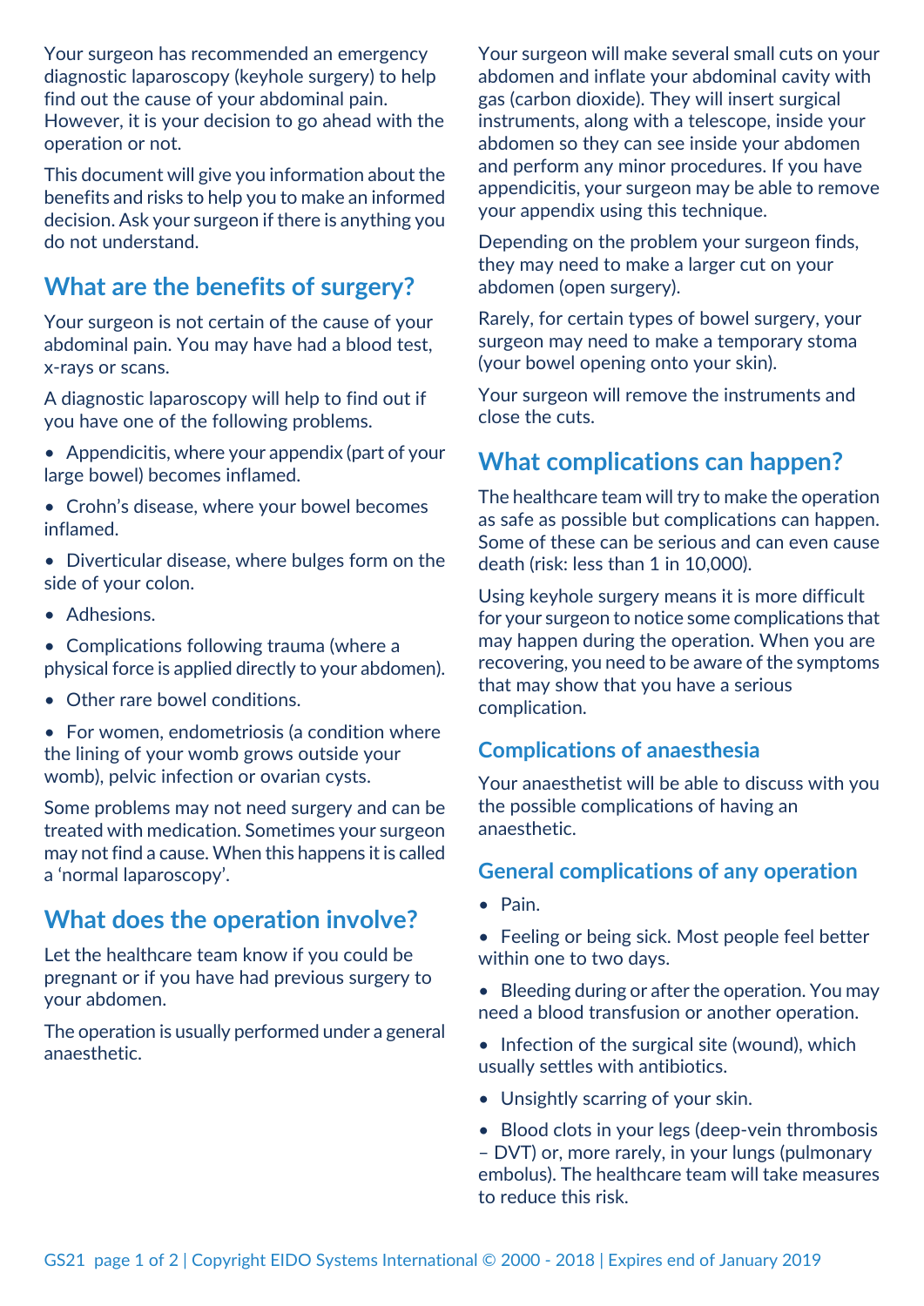Your surgeon has recommended an emergency diagnostic laparoscopy (keyhole surgery) to help find out the cause of your abdominal pain. However, it is your decision to go ahead with the operation or not.

This document will give you information about the benefits and risks to help you to make an informed decision. Ask your surgeon if there is anything you do not understand.

## What are the benefits of surgery?

Your surgeon is not certain of the cause of your abdominal pain. You may have had a blood test, x-rays or scans.

A diagnostic laparoscopy will help to find out if you have one of the following problems.

- Appendicitis, where your appendix (part of your large bowel) becomes inflamed.
- Crohn's disease, where your bowel becomes inflamed.
- Diverticular disease, where bulges form on the side of your colon.
- Adhesions.
- Complications following trauma (where a physical force is applied directly to your abdomen).
- Other rare bowel conditions.
- For women, endometriosis (a condition where the lining of your womb grows outside your womb), pelvic infection or ovarian cysts.

Some problems may not need surgery and can be treated with medication. Sometimes your surgeon may not find a cause. When this happens it is called a 'normal laparoscopy'.

## What does the operation involve?

Let the healthcare team know if you could be pregnant or if you have had previous surgery to your abdomen.

The operation is usually performed under a general anaesthetic.

Your surgeon will make several small cuts on your abdomen and inflate your abdominal cavity with gas (carbon dioxide). They will insert surgical instruments, along with a telescope, inside your abdomen so they can see inside your abdomen and perform any minor procedures. If you have appendicitis, your surgeon may be able to remove your appendix using this technique.

Depending on the problem your surgeon finds, they may need to make a larger cut on your abdomen (open surgery).

Rarely, for certain types of bowel surgery, your surgeon may need to make a temporary stoma (your bowel opening onto your skin).

Your surgeon will remove the instruments and close the cuts.

## What complications can happen?

The healthcare team will try to make the operation as safe as possible but complications can happen. Some of these can be serious and can even cause death (risk: less than 1 in 10,000).

Using keyhole surgery means it is more difficult for your surgeon to notice some complications that may happen during the operation. When you are recovering, you need to be aware of the symptoms that may show that you have a serious complication.

### Complications of anaesthesia

Your anaesthetist will be able to discuss with you the possible complications of having an anaesthetic.

### General complications of any operation

- Pain.
- Feeling or being sick. Most people feel better within one to two days.
- Bleeding during or after the operation. You may need a blood transfusion or another operation.
- Infection of the surgical site (wound), which usually settles with antibiotics.
- Unsightly scarring of your skin.
- Blood clots in your legs (deep-vein thrombosis – DVT) or, more rarely, in your lungs (pulmonary embolus). The healthcare team will take measures to reduce this risk.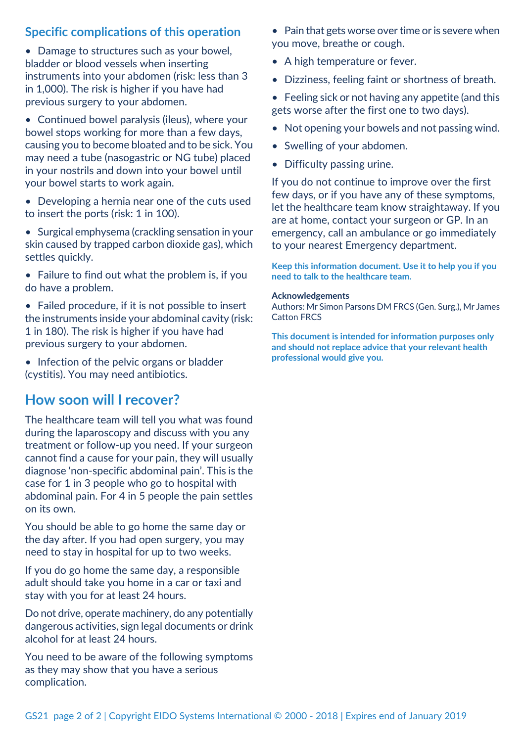## Specific complications of this operation

- Damage to structures such as your bowel, bladder or blood vessels when inserting instruments into your abdomen (risk: less than 3 in 1,000). The risk is higher if you have had previous surgery to your abdomen.
- Continued bowel paralysis (ileus), where your bowel stops working for more than a few days, causing you to become bloated and to be sick. You may need a tube (nasogastric or NG tube) placed in your nostrils and down into your bowel until your bowel starts to work again.
- Developing a hernia near one of the cuts used to insert the ports (risk: 1 in 100).
- Surgical emphysema (crackling sensation in your skin caused by trapped carbon dioxide gas), which settles quickly.
- Failure to find out what the problem is, if you do have a problem.
- Failed procedure, if it is not possible to insert the instruments inside your abdominal cavity (risk: 1 in 180). The risk is higher if you have had previous surgery to your abdomen.
- Infection of the pelvic organs or bladder (cystitis). You may need antibiotics.

## How soon will I recover?

The healthcare team will tell you what was found during the laparoscopy and discuss with you any treatment or follow-up you need. If your surgeon cannot find a cause for your pain, they will usually diagnose 'non-specific abdominal pain'. This is the case for 1 in 3 people who go to hospital with abdominal pain. For 4 in 5 people the pain settles on its own.

You should be able to go home the same day or the day after. If you had open surgery, you may need to stay in hospital for up to two weeks.

If you do go home the same day, a responsible adult should take you home in a car or taxi and stay with you for at least 24 hours.

Do not drive, operate machinery, do any potentially dangerous activities, sign legal documents or drink alcohol for at least 24 hours.

You need to be aware of the following symptoms as they may show that you have a serious complication.

- Pain that gets worse over time or is severe when you move, breathe or cough.
- A high temperature or fever.
- Dizziness, feeling faint or shortness of breath.
- Feeling sick or not having any appetite (and this gets worse after the first one to two days).
- Not opening your bowels and not passing wind.
- Swelling of your abdomen.
- Difficulty passing urine.

If you do not continue to improve over the first few days, or if you have any of these symptoms, let the healthcare team know straightaway. If you are at home, contact your surgeon or GP. In an emergency, call an ambulance or go immediately to your nearest Emergency department.

**Keep this information document. Use it to help you if you need to talk to the healthcare team.**

**Acknowledgements**

Authors: Mr Simon Parsons DM FRCS (Gen. Surg.), Mr James Catton FRCS

**This document is intended for information purposes only and should not replace advice that your relevant health professional would give you.**

GS21 | Copyright EIDO Systems International © 2000 - 2018 | Expires end of January 2019